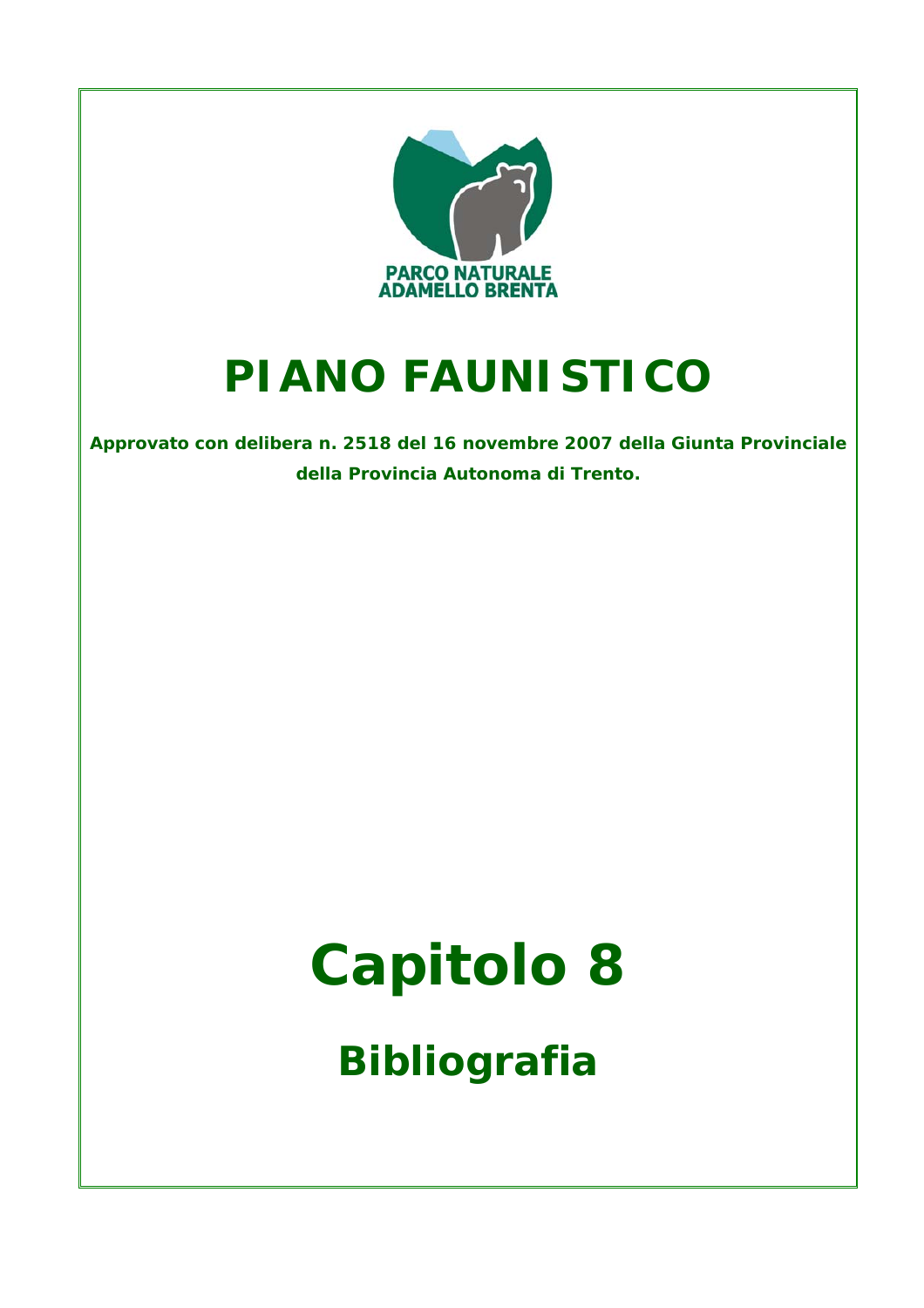PARCO NATURALE ADAMELLO BRENTA

# PIANO FAUNISTICO

**Approvato con delibera n. 2518 del 16 novembre 2007 della Giunta Provinciale della Provincia Autonoma di Trento.**

# Capitolo 8

## Bibliografia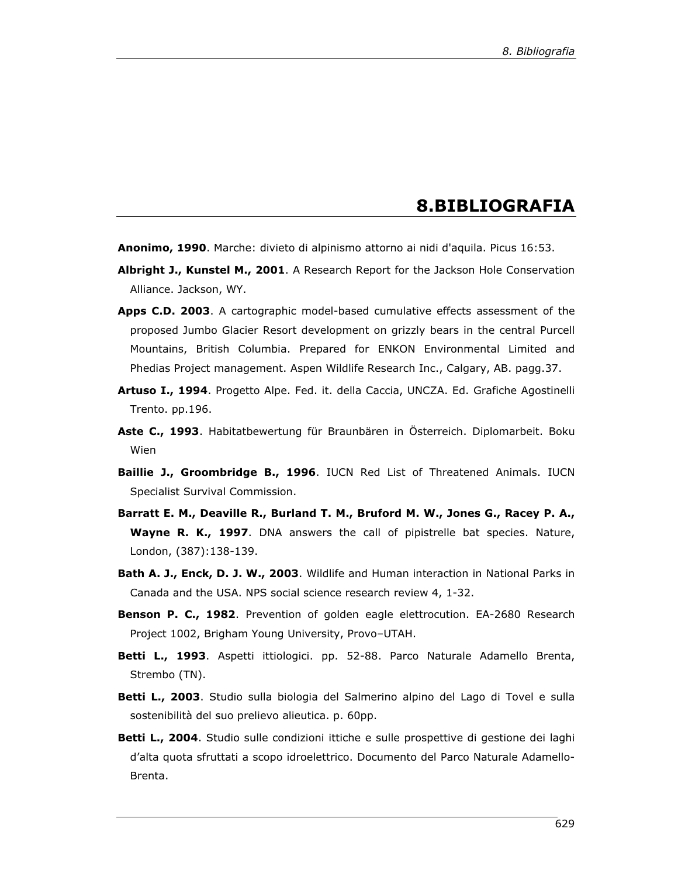# 8.BIBLIOGRAFIA

**Anonimo, 1990**. Marche: divieto di alpinismo attorno ai nidi d'aquila. Picus 16:53.

**Albright J., Kunstel M., 2001**. A Research Report for the Jackson Hole Conservation Alliance. Jackson, WY.

**Apps C.D. 2003**. A cartographic model-based cumulative effects assessment of the proposed Jumbo Glacier Resort development on grizzly bears in the central Purcell Mountains, British Columbia. Prepared for ENKON Environmental Limited and Phedias Project management. Aspen Wildlife Research Inc., Calgary, AB. pagg.37.

**Artuso I., 1994**. Progetto Alpe. Fed. it. della Caccia, UNCZA. Ed. Grafiche Agostinelli Trento. pp.196.

**Aste C., 1993**. Habitatbewertung für Braunbären in Österreich. Diplomarbeit. Boku Wien

**Baillie J., Groombridge B., 1996**. IUCN Red List of Threatened Animals. IUCN Specialist Survival Commission.

**Barratt E. M., Deaville R., Burland T. M., Bruford M. W., Jones G., Racey P. A., Wayne R. K., 1997**. DNA answers the call of pipistrelle bat species. Nature, London, (387):138-139.

**Bath A. J., Enck, D. J. W., 2003**. Wildlife and Human interaction in National Parks in Canada and the USA. NPS social science research review 4, 1-32.

**Benson P. C., 1982**. Prevention of golden eagle elettrocution. EA-2680 Research Project 1002, Brigham Young University, Provo–UTAH.

**Betti L., 1993**. Aspetti ittiologici. pp. 52-88. Parco Naturale Adamello Brenta, Strembo (TN).

**Betti L., 2003**. Studio sulla biologia del Salmerino alpino del Lago di Tovel e sulla sostenibilità del suo prelievo alieutica. p. 60pp.

**Betti L., 2004**. Studio sulle condizioni ittiche e sulle prospettive di gestione dei laghi d'alta quota sfruttati a scopo idroelettrico. Documento del Parco Naturale Adamello-Brenta.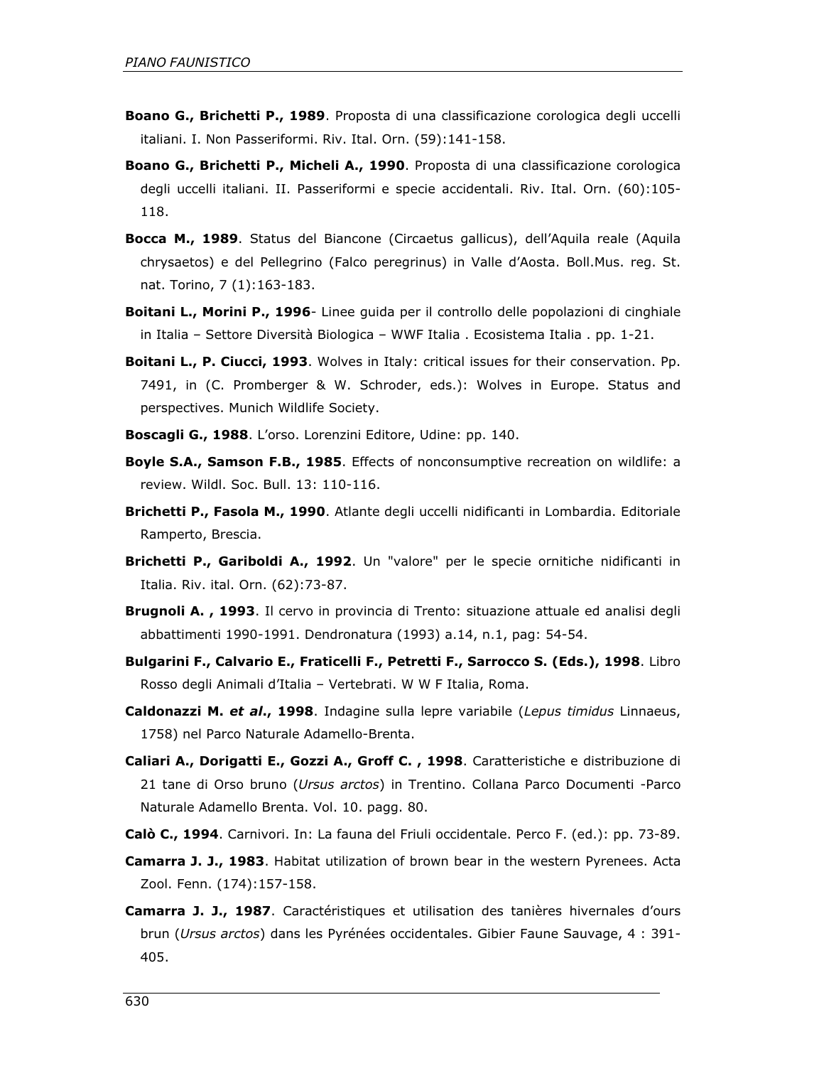**Boano G., Brichetti P., 1989**. Proposta di una classificazione corologica degli uccelli italiani. I. Non Passeriformi. Riv. Ital. Orn. (59):141-158.

**Boano G., Brichetti P., Micheli A., 1990**. Proposta di una classificazione corologica degli uccelli italiani. II. Passeriformi e specie accidentali. Riv. Ital. Orn. (60):105-118.

**Bocca M., 1989**. Status del Biancone (Circaetus gallicus), dell'Aquila reale (Aquila chrysaetos) e del Pellegrino (Falco peregrinus) in Valle d'Aosta. Boll.Mus. reg. St. nat. Torino, 7 (1):163-183.

**Boitani L., Morini P., 1996**- Linee guida per il controllo delle popolazioni di cinghiale in Italia – Settore Diversità Biologica – WWF Italia . Ecosistema Italia . pp. 1-21.

**Boitani L., P. Ciucci, 1993**. Wolves in Italy: critical issues for their conservation. Pp. 7491, in (C. Promberger & W. Schroder, eds.): Wolves in Europe. Status and perspectives. Munich Wildlife Society.

**Boscagli G., 1988**. L'orso. Lorenzini Editore, Udine: pp. 140.

**Boyle S.A., Samson F.B., 1985**. Effects of nonconsumptive recreation on wildlife: a review. Wildl. Soc. Bull. 13: 110-116.

**Brichetti P., Fasola M., 1990**. Atlante degli uccelli nidificanti in Lombardia. Editoriale Ramperto, Brescia.

**Brichetti P., Gariboldi A., 1992**. Un "valore" per le specie ornitiche nidificanti in Italia. Riv. ital. Orn. (62):73-87.

**Brugnoli A. , 1993**. Il cervo in provincia di Trento: situazione attuale ed analisi degli abbattimenti 1990-1991. Dendronatura (1993) a.14, n.1, pag: 54-54.

**Bulgarini F., Calvario E., Fraticelli F., Petretti F., Sarrocco S. (Eds.), 1998**. Libro Rosso degli Animali d'Italia – Vertebrati. W W F Italia, Roma.

**Caldonazzi M. *et al*., 1998**. Indagine sulla lepre variabile (*Lepus timidus* Linnaeus, 1758) nel Parco Naturale Adamello-Brenta.

**Caliari A., Dorigatti E., Gozzi A., Groff C. , 1998**. Caratteristiche e distribuzione di 21 tane di Orso bruno (*Ursus arctos*) in Trentino. Collana Parco Documenti -Parco Naturale Adamello Brenta. Vol. 10. pagg. 80.

**Calò C., 1994**. Carnivori. In: La fauna del Friuli occidentale. Perco F. (ed.): pp. 73-89.

**Camarra J. J., 1983**. Habitat utilization of brown bear in the western Pyrenees. Acta Zool. Fenn. (174):157-158.

**Camarra J. J., 1987**. Caractéristiques et utilisation des tanières hivernales d'ours brun (*Ursus arctos*) dans les Pyrénées occidentales. Gibier Faune Sauvage, 4 : 391-405.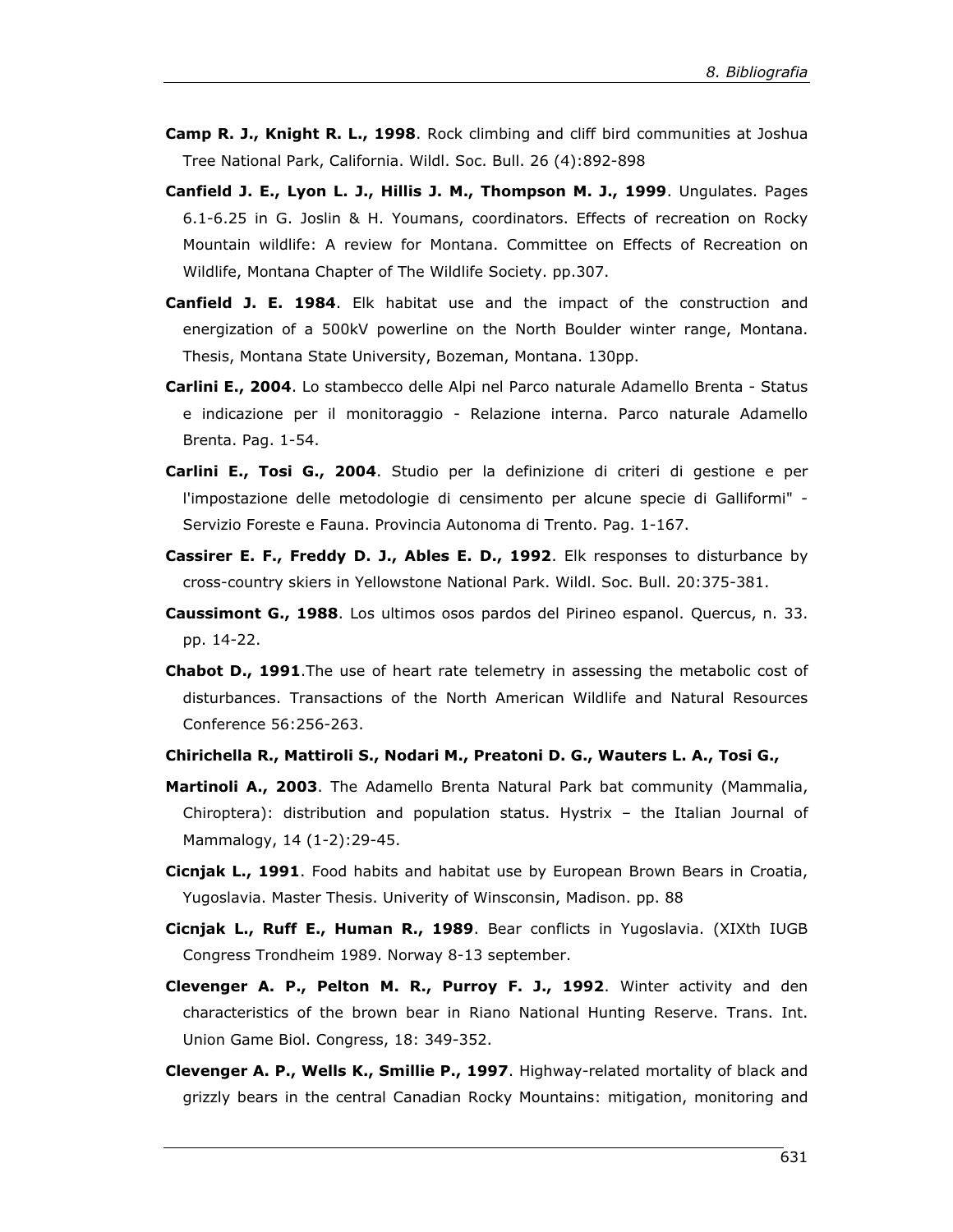**Camp R. J., Knight R. L., 1998**. Rock climbing and cliff bird communities at Joshua Tree National Park, California. Wildl. Soc. Bull. 26 (4):892-898

**Canfield J. E., Lyon L. J., Hillis J. M., Thompson M. J., 1999**. Ungulates. Pages 6.1-6.25 in G. Joslin & H. Youmans, coordinators. Effects of recreation on Rocky Mountain wildlife: A review for Montana. Committee on Effects of Recreation on Wildlife, Montana Chapter of The Wildlife Society. pp.307.

**Canfield J. E. 1984**. Elk habitat use and the impact of the construction and energization of a 500kV powerline on the North Boulder winter range, Montana. Thesis, Montana State University, Bozeman, Montana. 130pp.

**Carlini E., 2004**. Lo stambecco delle Alpi nel Parco naturale Adamello Brenta - Status e indicazione per il monitoraggio - Relazione interna. Parco naturale Adamello Brenta. Pag. 1-54.

**Carlini E., Tosi G., 2004**. Studio per la definizione di criteri di gestione e per l'impostazione delle metodologie di censimento per alcune specie di Galliformi" - Servizio Foreste e Fauna. Provincia Autonoma di Trento. Pag. 1-167.

**Cassirer E. F., Freddy D. J., Ables E. D., 1992**. Elk responses to disturbance by cross-country skiers in Yellowstone National Park. Wildl. Soc. Bull. 20:375-381.

**Caussimont G., 1988**. Los ultimos osos pardos del Pirineo espanol. Quercus, n. 33. pp. 14-22.

**Chabot D., 1991**.The use of heart rate telemetry in assessing the metabolic cost of disturbances. Transactions of the North American Wildlife and Natural Resources Conference 56:256-263.

**Chirichella R., Mattiroli S., Nodari M., Preatoni D. G., Wauters L. A., Tosi G., Martinoli A., 2003**. The Adamello Brenta Natural Park bat community (Mammalia, Chiroptera): distribution and population status. Hystrix – the Italian Journal of Mammalogy, 14 (1-2):29-45.

**Cicnjak L., 1991**. Food habits and habitat use by European Brown Bears in Croatia, Yugoslavia. Master Thesis. Univerity of Winsconsin, Madison. pp. 88

**Cicnjak L., Ruff E., Human R., 1989**. Bear conflicts in Yugoslavia. (XIXth IUGB Congress Trondheim 1989. Norway 8-13 september.

**Clevenger A. P., Pelton M. R., Purroy F. J., 1992**. Winter activity and den characteristics of the brown bear in Riano National Hunting Reserve. Trans. Int. Union Game Biol. Congress, 18: 349-352.

**Clevenger A. P., Wells K., Smillie P., 1997**. Highway-related mortality of black and grizzly bears in the central Canadian Rocky Mountains: mitigation, monitoring and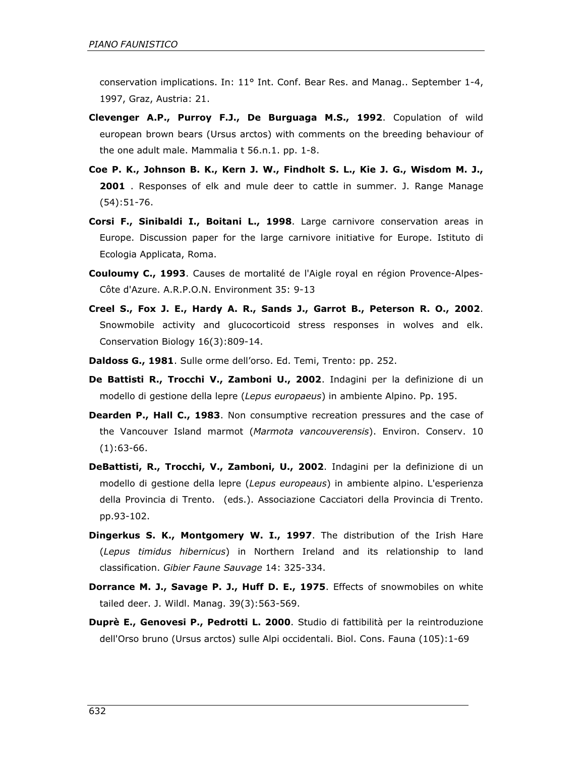conservation implications. In: 11° Int. Conf. Bear Res. and Manag.. September 1-4, 1997, Graz, Austria: 21.

**Clevenger A.P., Purroy F.J., De Burguaga M.S., 1992**. Copulation of wild european brown bears (Ursus arctos) with comments on the breeding behaviour of the one adult male. Mammalia t 56.n.1. pp. 1-8.

**Coe P. K., Johnson B. K., Kern J. W., Findholt S. L., Kie J. G., Wisdom M. J., 2001** . Responses of elk and mule deer to cattle in summer. J. Range Manage (54):51-76.

**Corsi F., Sinibaldi I., Boitani L., 1998**. Large carnivore conservation areas in Europe. Discussion paper for the large carnivore initiative for Europe. Istituto di Ecologia Applicata, Roma.

**Couloumy C., 1993**. Causes de mortalité de l'Aigle royal en région Provence-Alpes-Côte d'Azure. A.R.P.O.N. Environment 35: 9-13

**Creel S., Fox J. E., Hardy A. R., Sands J., Garrot B., Peterson R. O., 2002**. Snowmobile activity and glucocorticoid stress responses in wolves and elk. Conservation Biology 16(3):809-14.

**Daldoss G., 1981**. Sulle orme dell'orso. Ed. Temi, Trento: pp. 252.

**De Battisti R., Trocchi V., Zamboni U., 2002**. Indagini per la definizione di un modello di gestione della lepre (*Lepus europaeus*) in ambiente Alpino. Pp. 195.

**Dearden P., Hall C., 1983**. Non consumptive recreation pressures and the case of the Vancouver Island marmot (*Marmota vancouverensis*). Environ. Conserv. 10 (1):63-66.

**DeBattisti, R., Trocchi, V., Zamboni, U., 2002**. Indagini per la definizione di un modello di gestione della lepre (*Lepus europeaus*) in ambiente alpino. L'esperienza della Provincia di Trento. (eds.). Associazione Cacciatori della Provincia di Trento. pp.93-102.

**Dingerkus S. K., Montgomery W. I., 1997**. The distribution of the Irish Hare (*Lepus timidus hibernicus*) in Northern Ireland and its relationship to land classification. *Gibier Faune Sauvage* 14: 325-334.

**Dorrance M. J., Savage P. J., Huff D. E., 1975**. Effects of snowmobiles on white tailed deer. J. Wildl. Manag. 39(3):563-569.

**Duprè E., Genovesi P., Pedrotti L. 2000**. Studio di fattibilità per la reintroduzione dell'Orso bruno (Ursus arctos) sulle Alpi occidentali. Biol. Cons. Fauna (105):1-69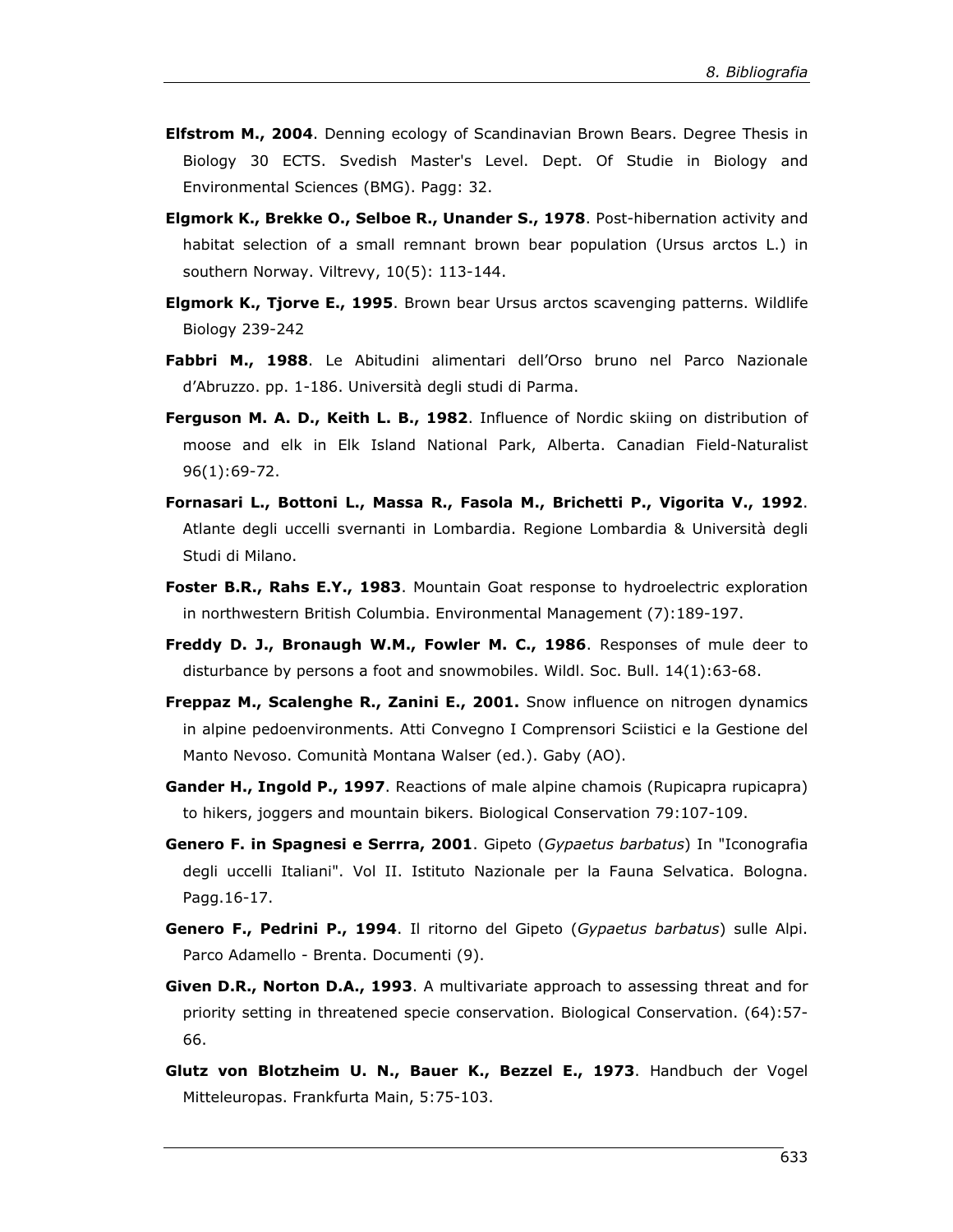**Elfstrom M., 2004**. Denning ecology of Scandinavian Brown Bears. Degree Thesis in Biology 30 ECTS. Svedish Master's Level. Dept. Of Studie in Biology and Environmental Sciences (BMG). Pagg: 32.

**Elgmork K., Brekke O., Selboe R., Unander S., 1978**. Post-hibernation activity and habitat selection of a small remnant brown bear population (Ursus arctos L.) in southern Norway. Viltrevy, 10(5): 113-144.

**Elgmork K., Tjorve E., 1995**. Brown bear Ursus arctos scavenging patterns. Wildlife Biology 239-242

**Fabbri M., 1988**. Le Abitudini alimentari dell'Orso bruno nel Parco Nazionale d'Abruzzo. pp. 1-186. Università degli studi di Parma.

**Ferguson M. A. D., Keith L. B., 1982**. Influence of Nordic skiing on distribution of moose and elk in Elk Island National Park, Alberta. Canadian Field-Naturalist 96(1):69-72.

**Fornasari L., Bottoni L., Massa R., Fasola M., Brichetti P., Vigorita V., 1992**. Atlante degli uccelli svernanti in Lombardia. Regione Lombardia & Università degli Studi di Milano.

**Foster B.R., Rahs E.Y., 1983**. Mountain Goat response to hydroelectric exploration in northwestern British Columbia. Environmental Management (7):189-197.

**Freddy D. J., Bronaugh W.M., Fowler M. C., 1986**. Responses of mule deer to disturbance by persons a foot and snowmobiles. Wildl. Soc. Bull. 14(1):63-68.

**Freppaz M., Scalenghe R., Zanini E., 2001.** Snow influence on nitrogen dynamics in alpine pedoenvironments. Atti Convegno I Comprensori Sciistici e la Gestione del Manto Nevoso. Comunità Montana Walser (ed.). Gaby (AO).

**Gander H., Ingold P., 1997**. Reactions of male alpine chamois (Rupicapra rupicapra) to hikers, joggers and mountain bikers. Biological Conservation 79:107-109.

**Genero F. in Spagnesi e Serrra, 2001**. Gipeto (*Gypaetus barbatus*) In "Iconografia degli uccelli Italiani". Vol II. Istituto Nazionale per la Fauna Selvatica. Bologna. Pagg.16-17.

**Genero F., Pedrini P., 1994**. Il ritorno del Gipeto (*Gypaetus barbatus*) sulle Alpi. Parco Adamello - Brenta. Documenti (9).

**Given D.R., Norton D.A., 1993**. A multivariate approach to assessing threat and for priority setting in threatened specie conservation. Biological Conservation. (64):57-66.

**Glutz von Blotzheim U. N., Bauer K., Bezzel E., 1973**. Handbuch der Vogel Mitteleuropas. Frankfurta Main, 5:75-103.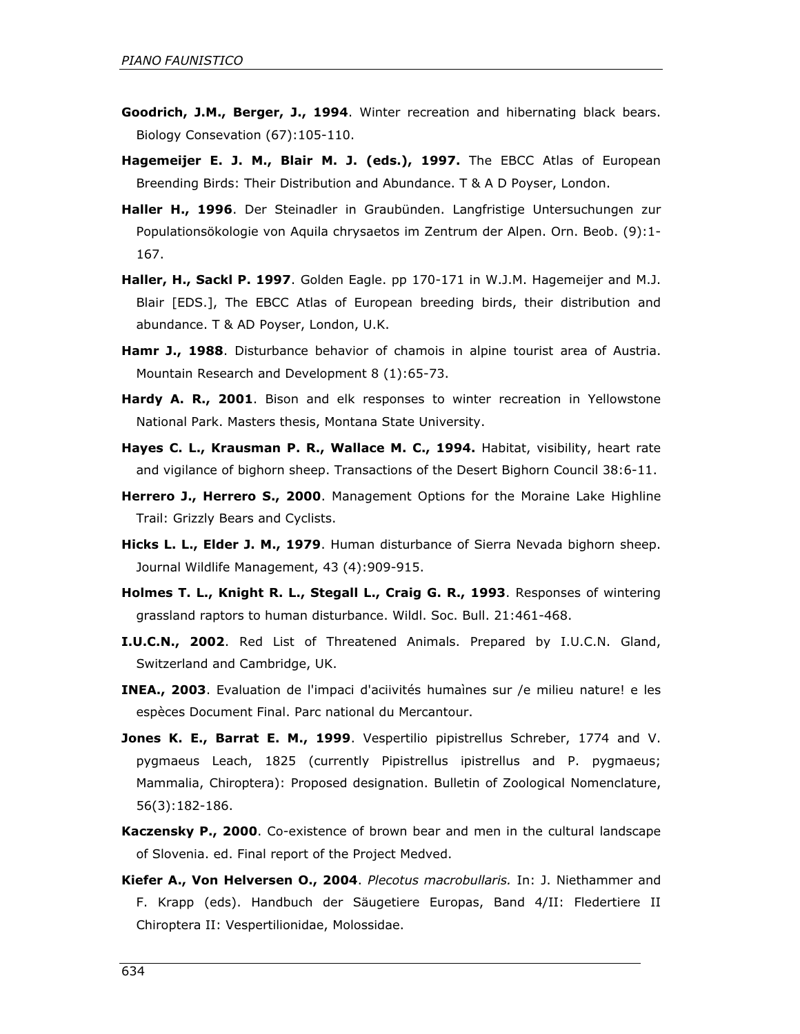**Goodrich, J.M., Berger, J., 1994**. Winter recreation and hibernating black bears. Biology Consevation (67):105-110.

**Hagemeijer E. J. M., Blair M. J. (eds.), 1997.** The EBCC Atlas of European Breending Birds: Their Distribution and Abundance. T & A D Poyser, London.

**Haller H., 1996**. Der Steinadler in Graubünden. Langfristige Untersuchungen zur Populationsökologie von Aquila chrysaetos im Zentrum der Alpen. Orn. Beob. (9):1-167.

**Haller, H., Sackl P. 1997**. Golden Eagle. pp 170-171 in W.J.M. Hagemeijer and M.J. Blair [EDS.], The EBCC Atlas of European breeding birds, their distribution and abundance. T & AD Poyser, London, U.K.

**Hamr J., 1988**. Disturbance behavior of chamois in alpine tourist area of Austria. Mountain Research and Development 8 (1):65-73.

**Hardy A. R., 2001**. Bison and elk responses to winter recreation in Yellowstone National Park. Masters thesis, Montana State University.

**Hayes C. L., Krausman P. R., Wallace M. C., 1994.** Habitat, visibility, heart rate and vigilance of bighorn sheep. Transactions of the Desert Bighorn Council 38:6-11.

**Herrero J., Herrero S., 2000**. Management Options for the Moraine Lake Highline Trail: Grizzly Bears and Cyclists.

**Hicks L. L., Elder J. M., 1979**. Human disturbance of Sierra Nevada bighorn sheep. Journal Wildlife Management, 43 (4):909-915.

**Holmes T. L., Knight R. L., Stegall L., Craig G. R., 1993**. Responses of wintering grassland raptors to human disturbance. Wildl. Soc. Bull. 21:461-468.

**I.U.C.N., 2002**. Red List of Threatened Animals. Prepared by I.U.C.N. Gland, Switzerland and Cambridge, UK.

**INEA., 2003**. Evaluation de l'impaci d'aciivités humaìnes sur /e milieu nature! e les espèces Document Final. Parc national du Mercantour.

**Jones K. E., Barrat E. M., 1999**. Vespertilio pipistrellus Schreber, 1774 and V. pygmaeus Leach, 1825 (currently Pipistrellus ipistrellus and P. pygmaeus; Mammalia, Chiroptera): Proposed designation. Bulletin of Zoological Nomenclature, 56(3):182-186.

**Kaczensky P., 2000**. Co-existence of brown bear and men in the cultural landscape of Slovenia. ed. Final report of the Project Medved.

**Kiefer A., Von Helversen O., 2004**. *Plecotus macrobullaris.* In: J. Niethammer and F. Krapp (eds). Handbuch der Säugetiere Europas, Band 4/II: Fledertiere II Chiroptera II: Vespertilionidae, Molossidae.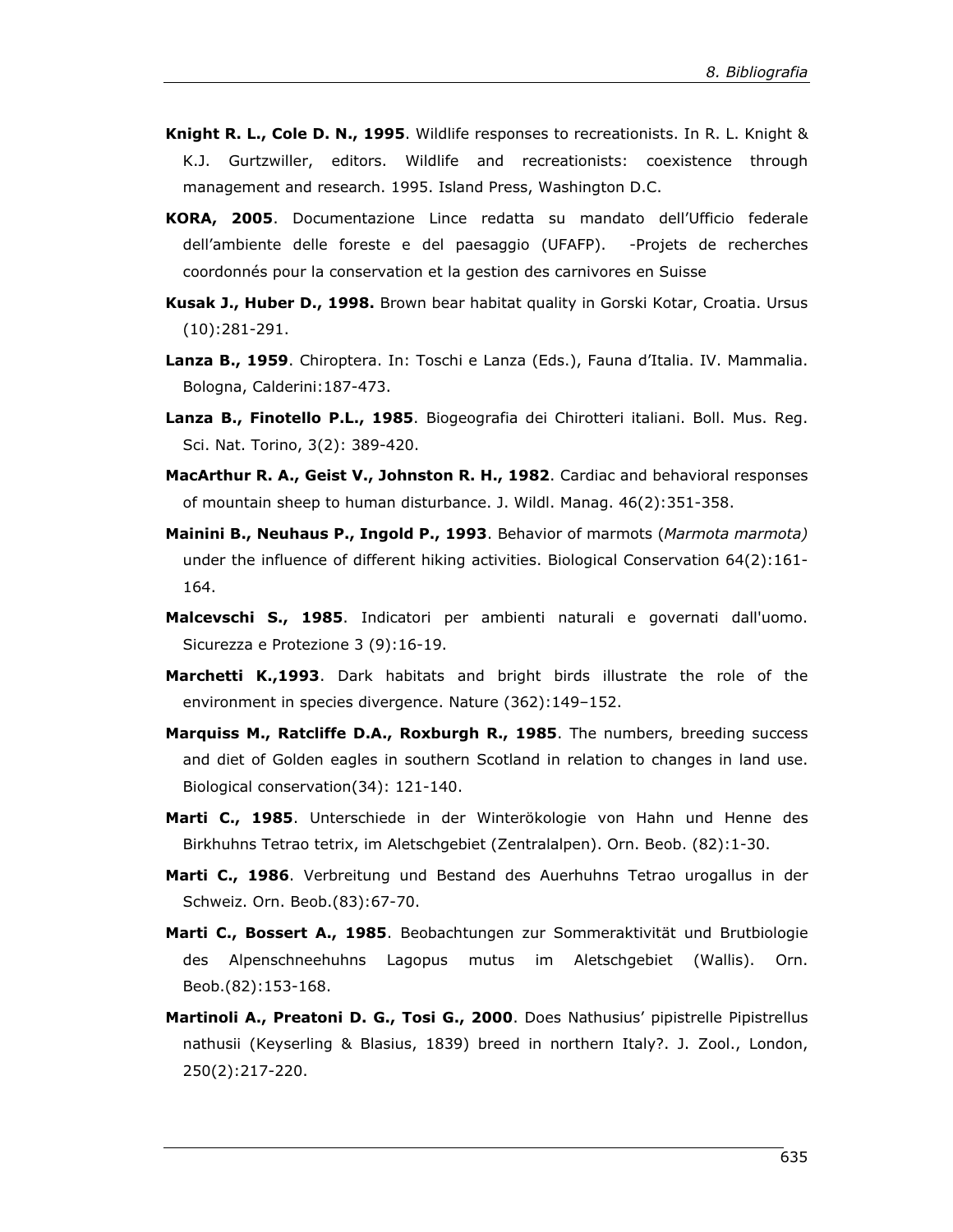**Knight R. L., Cole D. N., 1995**. Wildlife responses to recreationists. In R. L. Knight & K.J. Gurtzwiller, editors. Wildlife and recreationists: coexistence through management and research. 1995. Island Press, Washington D.C.

**KORA, 2005**. Documentazione Lince redatta su mandato dell'Ufficio federale dell'ambiente delle foreste e del paesaggio (UFAFP). -Projets de recherches coordonnés pour la conservation et la gestion des carnivores en Suisse

**Kusak J., Huber D., 1998.** Brown bear habitat quality in Gorski Kotar, Croatia. Ursus (10):281-291.

**Lanza B., 1959**. Chiroptera. In: Toschi e Lanza (Eds.), Fauna d'Italia. IV. Mammalia. Bologna, Calderini:187-473.

**Lanza B., Finotello P.L., 1985**. Biogeografia dei Chirotteri italiani. Boll. Mus. Reg. Sci. Nat. Torino, 3(2): 389-420.

**MacArthur R. A., Geist V., Johnston R. H., 1982**. Cardiac and behavioral responses of mountain sheep to human disturbance. J. Wildl. Manag. 46(2):351-358.

**Mainini B., Neuhaus P., Ingold P., 1993**. Behavior of marmots (*Marmota marmota)* under the influence of different hiking activities. Biological Conservation 64(2):161-164.

**Malcevschi S., 1985**. Indicatori per ambienti naturali e governati dall'uomo. Sicurezza e Protezione 3 (9):16-19.

**Marchetti K.,1993**. Dark habitats and bright birds illustrate the role of the environment in species divergence. Nature (362):149–152.

**Marquiss M., Ratcliffe D.A., Roxburgh R., 1985**. The numbers, breeding success and diet of Golden eagles in southern Scotland in relation to changes in land use. Biological conservation(34): 121-140.

**Marti C., 1985**. Unterschiede in der Winterökologie von Hahn und Henne des Birkhuhns Tetrao tetrix, im Aletschgebiet (Zentralalpen). Orn. Beob. (82):1-30.

**Marti C., 1986**. Verbreitung und Bestand des Auerhuhns Tetrao urogallus in der Schweiz. Orn. Beob.(83):67-70.

**Marti C., Bossert A., 1985**. Beobachtungen zur Sommeraktivität und Brutbiologie des Alpenschneehuhns Lagopus mutus im Aletschgebiet (Wallis). Orn. Beob.(82):153-168.

**Martinoli A., Preatoni D. G., Tosi G., 2000**. Does Nathusius' pipistrelle Pipistrellus nathusii (Keyserling & Blasius, 1839) breed in northern Italy?. J. Zool., London, 250(2):217-220.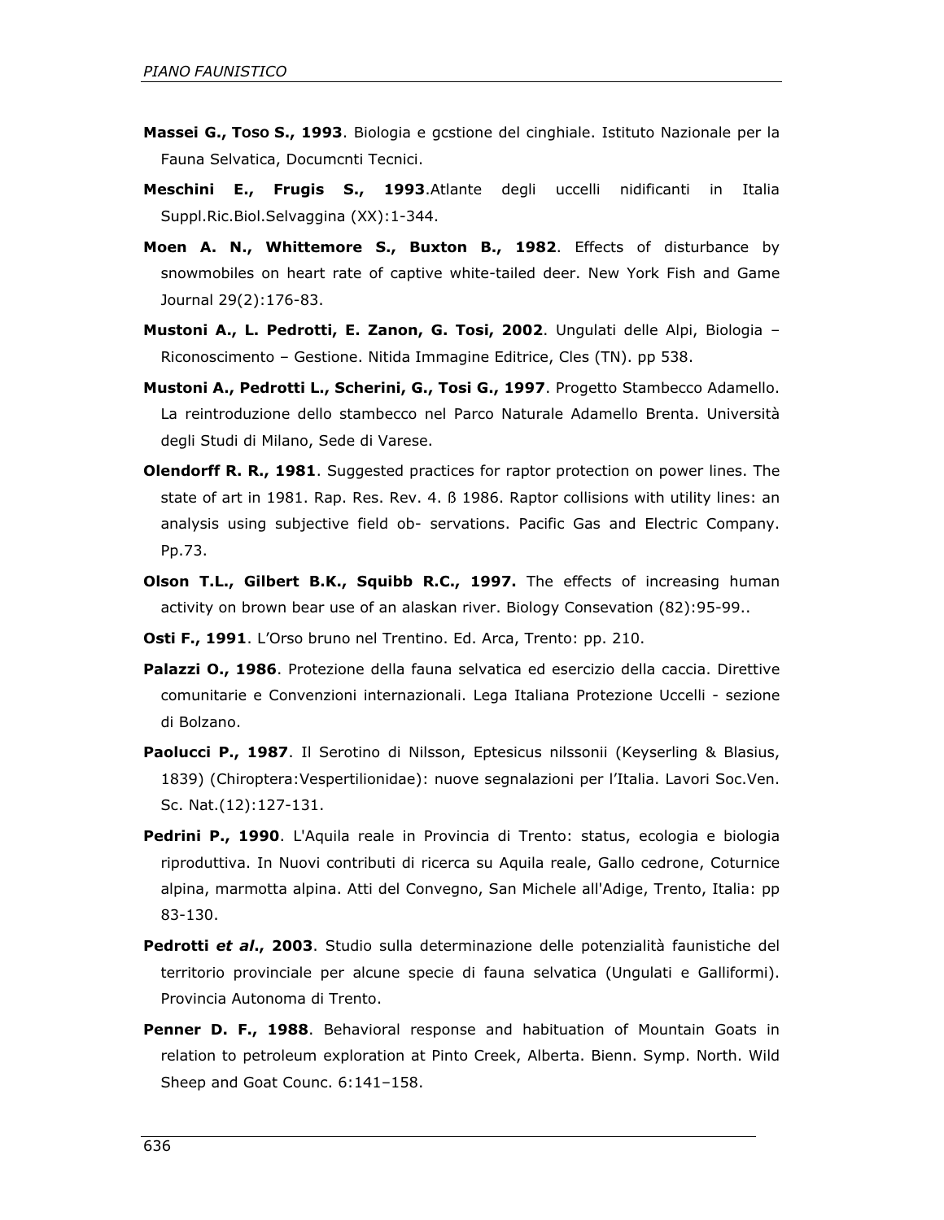**Massei G., Toso S., 1993**. Biologia e gcstione del cinghiale. Istituto Nazionale per la Fauna Selvatica, Documcnti Tecnici.

**Meschini E., Frugis S., 1993**.Atlante degli uccelli nidificanti in Italia Suppl.Ric.Biol.Selvaggina (XX):1-344.

**Moen A. N., Whittemore S., Buxton B., 1982**. Effects of disturbance by snowmobiles on heart rate of captive white-tailed deer. New York Fish and Game Journal 29(2):176-83.

**Mustoni A., L. Pedrotti, E. Zanon, G. Tosi, 2002**. Ungulati delle Alpi, Biologia – Riconoscimento – Gestione. Nitida Immagine Editrice, Cles (TN). pp 538.

**Mustoni A., Pedrotti L., Scherini, G., Tosi G., 1997**. Progetto Stambecco Adamello. La reintroduzione dello stambecco nel Parco Naturale Adamello Brenta. Università degli Studi di Milano, Sede di Varese.

**Olendorff R. R., 1981**. Suggested practices for raptor protection on power lines. The state of art in 1981. Rap. Res. Rev. 4. ß 1986. Raptor collisions with utility lines: an analysis using subjective field ob- servations. Pacific Gas and Electric Company. Pp.73.

**Olson T.L., Gilbert B.K., Squibb R.C., 1997.** The effects of increasing human activity on brown bear use of an alaskan river. Biology Consevation (82):95-99..

**Osti F., 1991**. L'Orso bruno nel Trentino. Ed. Arca, Trento: pp. 210.

**Palazzi O., 1986**. Protezione della fauna selvatica ed esercizio della caccia. Direttive comunitarie e Convenzioni internazionali. Lega Italiana Protezione Uccelli - sezione di Bolzano.

**Paolucci P., 1987**. Il Serotino di Nilsson, Eptesicus nilssonii (Keyserling & Blasius, 1839) (Chiroptera:Vespertilionidae): nuove segnalazioni per l'Italia. Lavori Soc.Ven. Sc. Nat.(12):127-131.

**Pedrini P., 1990**. L'Aquila reale in Provincia di Trento: status, ecologia e biologia riproduttiva. In Nuovi contributi di ricerca su Aquila reale, Gallo cedrone, Coturnice alpina, marmotta alpina. Atti del Convegno, San Michele all'Adige, Trento, Italia: pp 83-130.

**Pedrotti *et al*., 2003**. Studio sulla determinazione delle potenzialità faunistiche del territorio provinciale per alcune specie di fauna selvatica (Ungulati e Galliformi). Provincia Autonoma di Trento.

**Penner D. F., 1988**. Behavioral response and habituation of Mountain Goats in relation to petroleum exploration at Pinto Creek, Alberta. Bienn. Symp. North. Wild Sheep and Goat Counc. 6:141–158.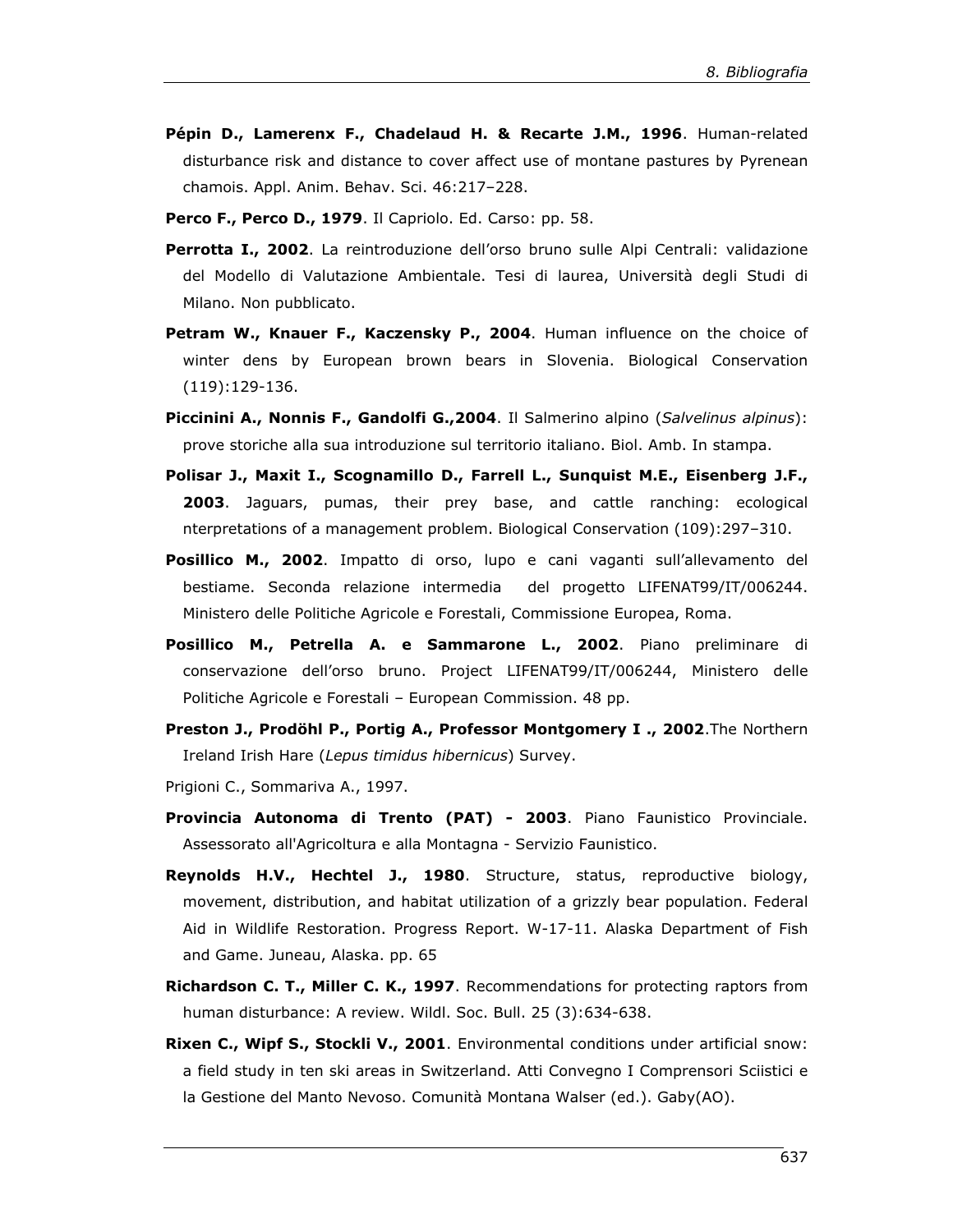**Pépin D., Lamerenx F., Chadelaud H. & Recarte J.M., 1996**. Human-related disturbance risk and distance to cover affect use of montane pastures by Pyrenean chamois. Appl. Anim. Behav. Sci. 46:217–228.

**Perco F., Perco D., 1979**. Il Capriolo. Ed. Carso: pp. 58.

**Perrotta I., 2002**. La reintroduzione dell'orso bruno sulle Alpi Centrali: validazione del Modello di Valutazione Ambientale. Tesi di laurea, Università degli Studi di Milano. Non pubblicato.

**Petram W., Knauer F., Kaczensky P., 2004**. Human influence on the choice of winter dens by European brown bears in Slovenia. Biological Conservation (119):129-136.

**Piccinini A., Nonnis F., Gandolfi G.,2004**. Il Salmerino alpino (*Salvelinus alpinus*): prove storiche alla sua introduzione sul territorio italiano. Biol. Amb. In stampa.

**Polisar J., Maxit I., Scognamillo D., Farrell L., Sunquist M.E., Eisenberg J.F., 2003**. Jaguars, pumas, their prey base, and cattle ranching: ecological nterpretations of a management problem. Biological Conservation (109):297–310.

**Posillico M., 2002**. Impatto di orso, lupo e cani vaganti sull'allevamento del bestiame. Seconda relazione intermedia del progetto LIFENAT99/IT/006244. Ministero delle Politiche Agricole e Forestali, Commissione Europea, Roma.

**Posillico M., Petrella A. e Sammarone L., 2002**. Piano preliminare di conservazione dell'orso bruno. Project LIFENAT99/IT/006244, Ministero delle Politiche Agricole e Forestali – European Commission. 48 pp.

**Preston J., Prodöhl P., Portig A., Professor Montgomery I ., 2002**.The Northern Ireland Irish Hare (*Lepus timidus hibernicus*) Survey.

Prigioni C., Sommariva A., 1997.

**Provincia Autonoma di Trento (PAT) - 2003**. Piano Faunistico Provinciale. Assessorato all'Agricoltura e alla Montagna - Servizio Faunistico.

**Reynolds H.V., Hechtel J., 1980**. Structure, status, reproductive biology, movement, distribution, and habitat utilization of a grizzly bear population. Federal Aid in Wildlife Restoration. Progress Report. W-17-11. Alaska Department of Fish and Game. Juneau, Alaska. pp. 65

**Richardson C. T., Miller C. K., 1997**. Recommendations for protecting raptors from human disturbance: A review. Wildl. Soc. Bull. 25 (3):634-638.

**Rixen C., Wipf S., Stockli V., 2001**. Environmental conditions under artificial snow: a field study in ten ski areas in Switzerland. Atti Convegno I Comprensori Sciistici e la Gestione del Manto Nevoso. Comunità Montana Walser (ed.). Gaby(AO).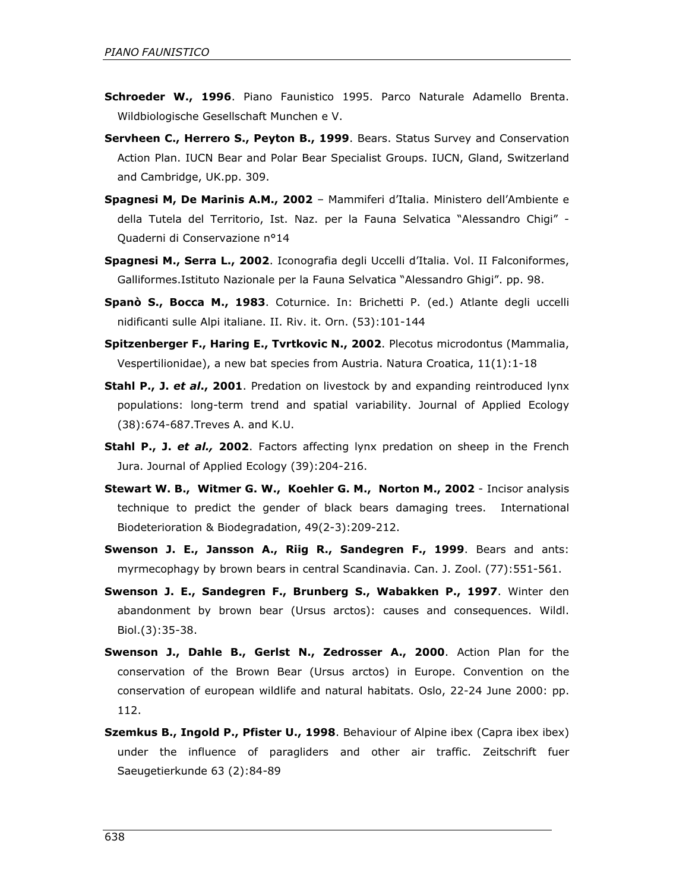**Schroeder W., 1996**. Piano Faunistico 1995. Parco Naturale Adamello Brenta. Wildbiologische Gesellschaft Munchen e V.

**Servheen C., Herrero S., Peyton B., 1999**. Bears. Status Survey and Conservation Action Plan. IUCN Bear and Polar Bear Specialist Groups. IUCN, Gland, Switzerland and Cambridge, UK.pp. 309.

**Spagnesi M, De Marinis A.M., 2002** – Mammiferi d'Italia. Ministero dell'Ambiente e della Tutela del Territorio, Ist. Naz. per la Fauna Selvatica "Alessandro Chigi" - Quaderni di Conservazione n°14

**Spagnesi M., Serra L., 2002**. Iconografia degli Uccelli d'Italia. Vol. II Falconiformes, Galliformes.Istituto Nazionale per la Fauna Selvatica "Alessandro Ghigi". pp. 98.

**Spanò S., Bocca M., 1983**. Coturnice. In: Brichetti P. (ed.) Atlante degli uccelli nidificanti sulle Alpi italiane. II. Riv. it. Orn. (53):101-144

**Spitzenberger F., Haring E., Tvrtkovic N., 2002**. Plecotus microdontus (Mammalia, Vespertilionidae), a new bat species from Austria. Natura Croatica, 11(1):1-18

**Stahl P., J. *et al*., 2001**. Predation on livestock by and expanding reintroduced lynx populations: long-term trend and spatial variability. Journal of Applied Ecology (38):674-687.Treves A. and K.U.

**Stahl P., J. *et al.,* 2002**. Factors affecting lynx predation on sheep in the French Jura. Journal of Applied Ecology (39):204-216.

**Stewart W. B., Witmer G. W., Koehler G. M., Norton M., 2002** - Incisor analysis technique to predict the gender of black bears damaging trees. International Biodeterioration & Biodegradation, 49(2-3):209-212.

**Swenson J. E., Jansson A., Riig R., Sandegren F., 1999**. Bears and ants: myrmecophagy by brown bears in central Scandinavia. Can. J. Zool. (77):551-561.

**Swenson J. E., Sandegren F., Brunberg S., Wabakken P., 1997**. Winter den abandonment by brown bear (Ursus arctos): causes and consequences. Wildl. Biol.(3):35-38.

**Swenson J., Dahle B., Gerlst N., Zedrosser A., 2000**. Action Plan for the conservation of the Brown Bear (Ursus arctos) in Europe. Convention on the conservation of european wildlife and natural habitats. Oslo, 22-24 June 2000: pp. 112.

**Szemkus B., Ingold P., Pfister U., 1998**. Behaviour of Alpine ibex (Capra ibex ibex) under the influence of paragliders and other air traffic. Zeitschrift fuer Saeugetierkunde 63 (2):84-89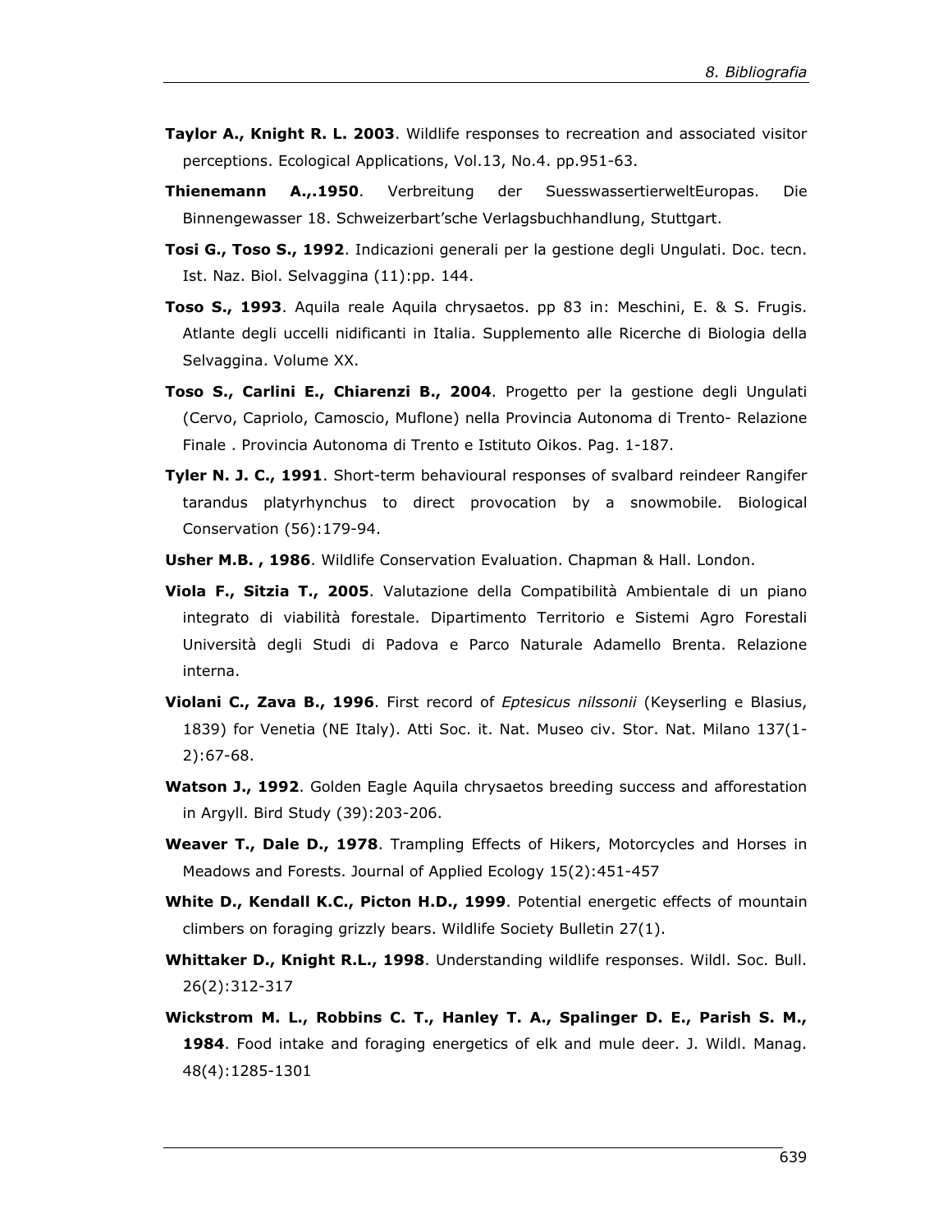**Taylor A., Knight R. L. 2003**. Wildlife responses to recreation and associated visitor perceptions. Ecological Applications, Vol.13, No.4. pp.951-63.

**Thienemann A.,.1950**. Verbreitung der SuesswassertierweltEuropas. Die Binnengewasser 18. Schweizerbart'sche Verlagsbuchhandlung, Stuttgart.

**Tosi G., Toso S., 1992**. Indicazioni generali per la gestione degli Ungulati. Doc. tecn. Ist. Naz. Biol. Selvaggina (11):pp. 144.

**Toso S., 1993**. Aquila reale Aquila chrysaetos. pp 83 in: Meschini, E. & S. Frugis. Atlante degli uccelli nidificanti in Italia. Supplemento alle Ricerche di Biologia della Selvaggina. Volume XX.

**Toso S., Carlini E., Chiarenzi B., 2004**. Progetto per la gestione degli Ungulati (Cervo, Capriolo, Camoscio, Muflone) nella Provincia Autonoma di Trento- Relazione Finale . Provincia Autonoma di Trento e Istituto Oikos. Pag. 1-187.

**Tyler N. J. C., 1991**. Short-term behavioural responses of svalbard reindeer Rangifer tarandus platyrhynchus to direct provocation by a snowmobile. Biological Conservation (56):179-94.

**Usher M.B. , 1986**. Wildlife Conservation Evaluation. Chapman & Hall. London.

**Viola F., Sitzia T., 2005**. Valutazione della Compatibilità Ambientale di un piano integrato di viabilità forestale. Dipartimento Territorio e Sistemi Agro Forestali Università degli Studi di Padova e Parco Naturale Adamello Brenta. Relazione interna.

**Violani C., Zava B., 1996**. First record of *Eptesicus nilssonii* (Keyserling e Blasius, 1839) for Venetia (NE Italy). Atti Soc. it. Nat. Museo civ. Stor. Nat. Milano 137(1-2):67-68.

**Watson J., 1992**. Golden Eagle Aquila chrysaetos breeding success and afforestation in Argyll. Bird Study (39):203-206.

**Weaver T., Dale D., 1978**. Trampling Effects of Hikers, Motorcycles and Horses in Meadows and Forests. Journal of Applied Ecology 15(2):451-457

**White D., Kendall K.C., Picton H.D., 1999**. Potential energetic effects of mountain climbers on foraging grizzly bears. Wildlife Society Bulletin 27(1).

**Whittaker D., Knight R.L., 1998**. Understanding wildlife responses. Wildl. Soc. Bull. 26(2):312-317

**Wickstrom M. L., Robbins C. T., Hanley T. A., Spalinger D. E., Parish S. M., 1984**. Food intake and foraging energetics of elk and mule deer. J. Wildl. Manag. 48(4):1285-1301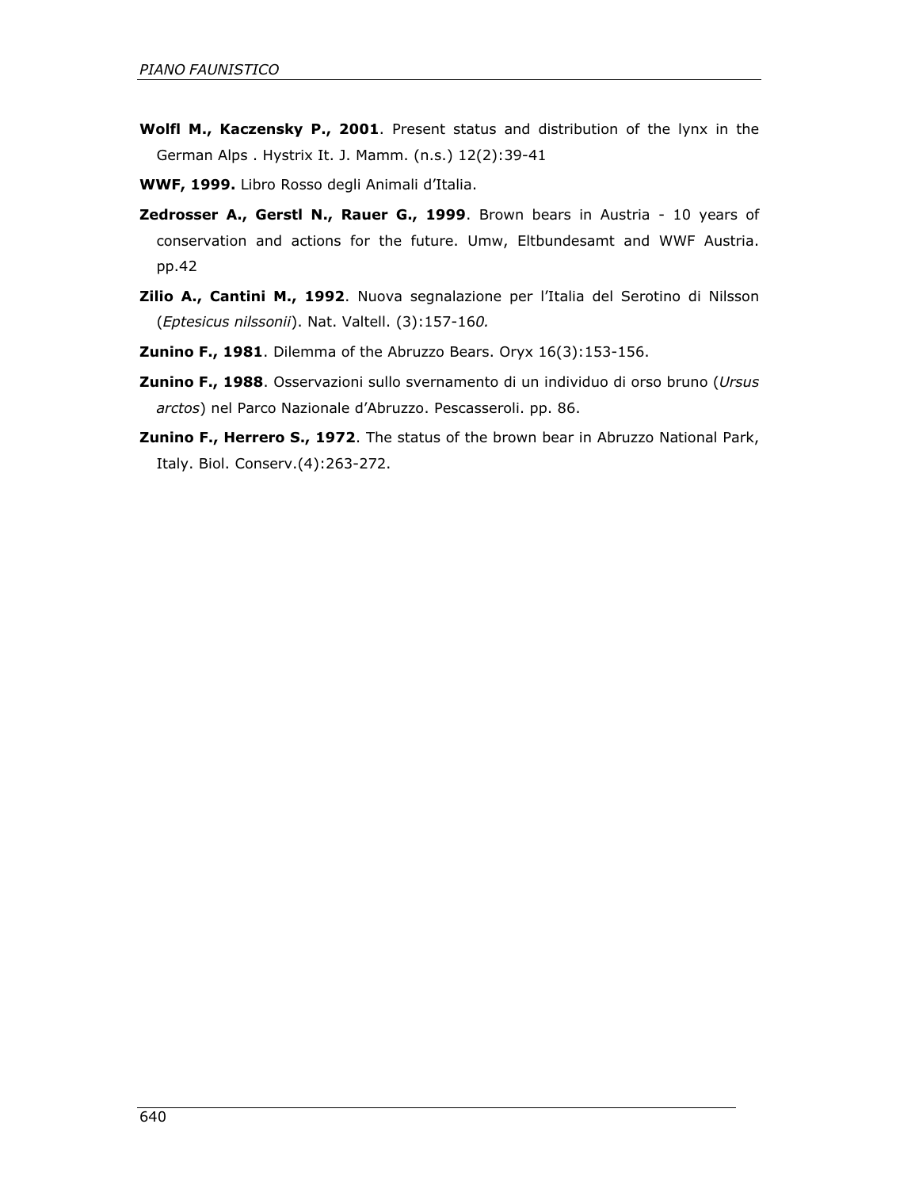**Wolfl M., Kaczensky P., 2001**. Present status and distribution of the lynx in the German Alps . Hystrix It. J. Mamm. (n.s.) 12(2):39-41

**WWF, 1999.** Libro Rosso degli Animali d'Italia.

**Zedrosser A., Gerstl N., Rauer G., 1999**. Brown bears in Austria - 10 years of conservation and actions for the future. Umw, Eltbundesamt and WWF Austria. pp.42

**Zilio A., Cantini M., 1992**. Nuova segnalazione per l'Italia del Serotino di Nilsson (*Eptesicus nilssonii*). Nat. Valtell. (3):157-16*0.*

**Zunino F., 1981**. Dilemma of the Abruzzo Bears. Oryx 16(3):153-156.

**Zunino F., 1988**. Osservazioni sullo svernamento di un individuo di orso bruno (*Ursus arctos*) nel Parco Nazionale d'Abruzzo. Pescasseroli. pp. 86.

**Zunino F., Herrero S., 1972**. The status of the brown bear in Abruzzo National Park, Italy. Biol. Conserv.(4):263-272.